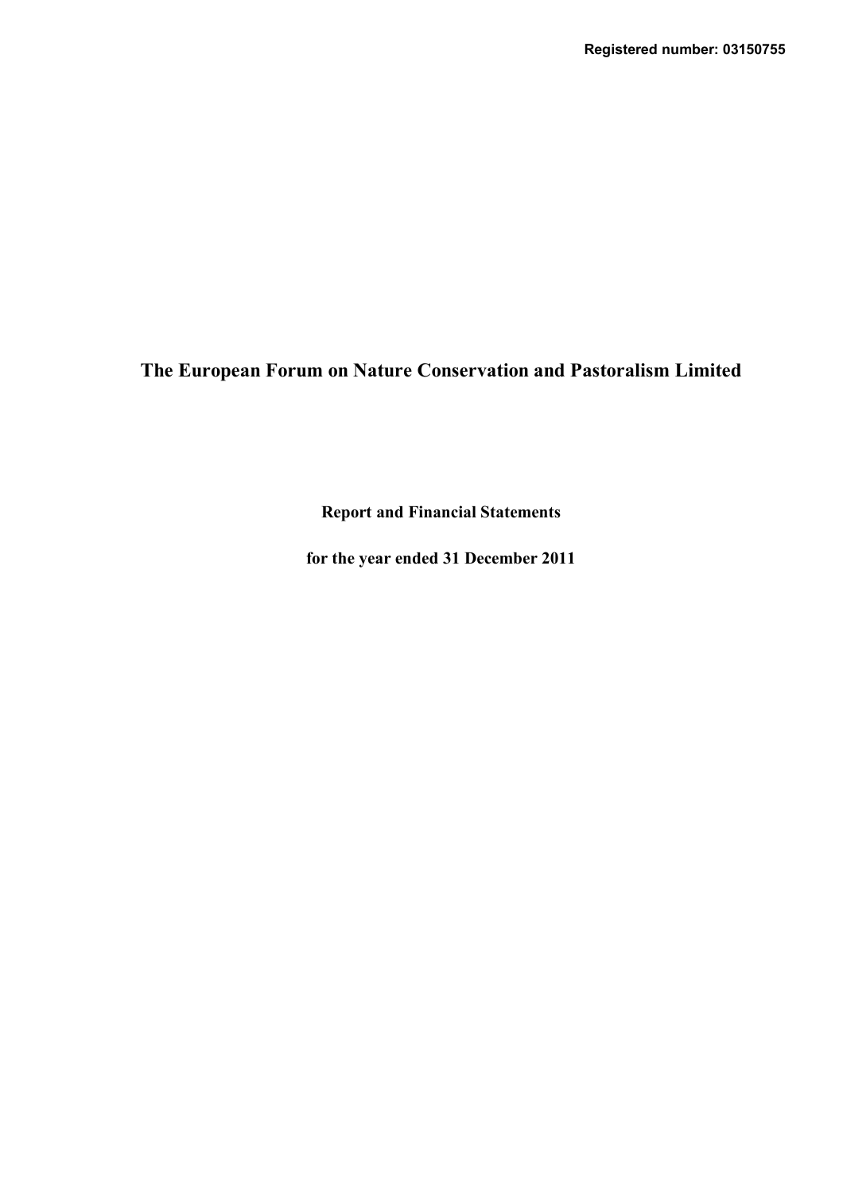**Registered number: 03150755**

# The European Forum on Nature Conservation and Pastoralism Limited

**Report and Financial Statements**

**for the year ended 31 December 2011**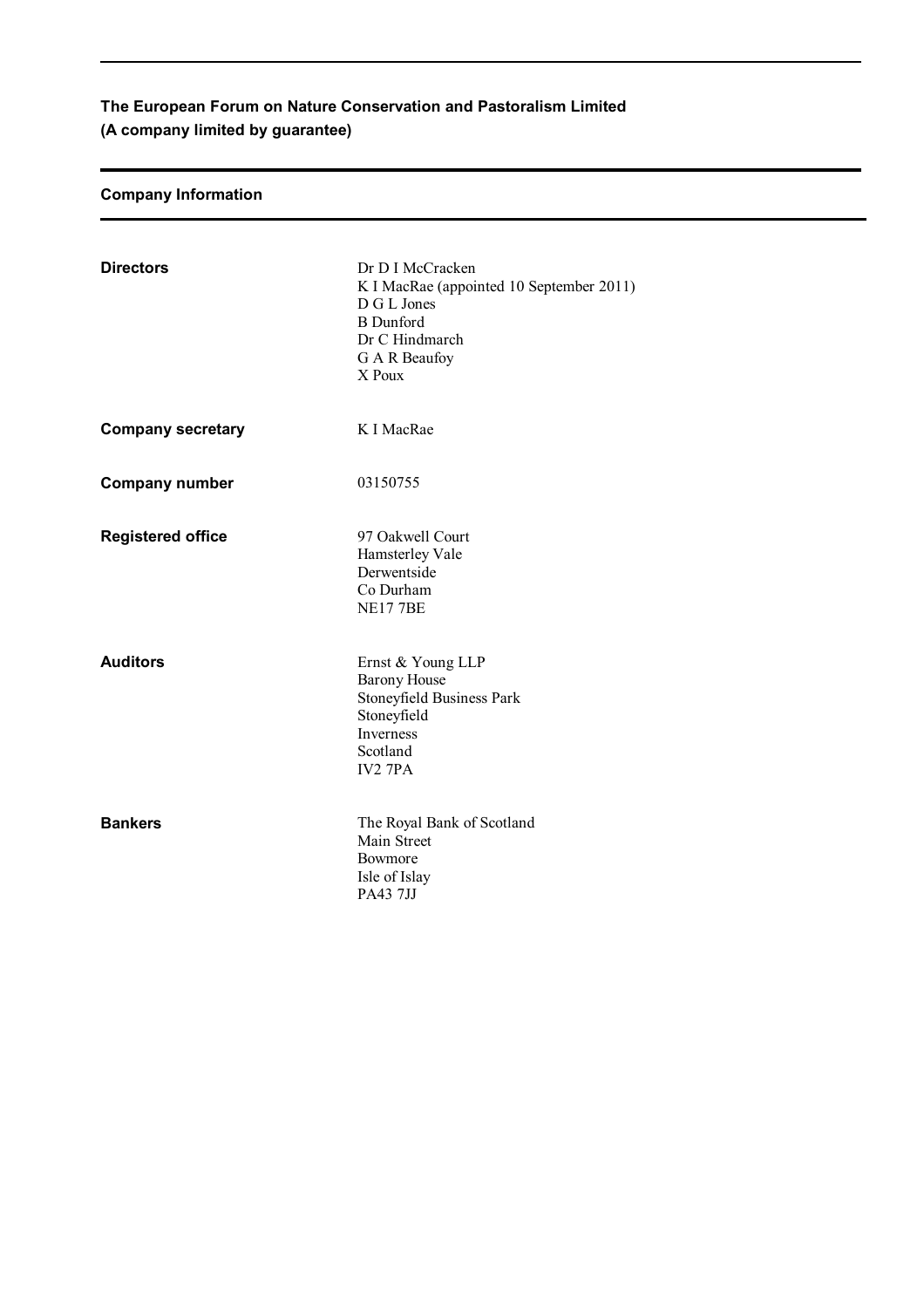**The European Forum on Nature Conservation and Pastoralism Limited**
**(A company limited by guarantee)**

## Company Information

| | |
|---|---|
| **Directors** | Dr D I McCracken<br>K I MacRae (appointed 10 September 2011)<br>D G L Jones<br>B Dunford<br>Dr C Hindmarch<br>G A R Beaufoy<br>X Poux |
| **Company secretary** | K I MacRae |
| **Company number** | 03150755 |
| **Registered office** | 97 Oakwell Court<br>Hamsterley Vale<br>Derwentside<br>Co Durham<br>NE17 7BE |
| **Auditors** | Ernst & Young LLP<br>Barony House<br>Stoneyfield Business Park<br>Stoneyfield<br>Inverness<br>Scotland<br>IV2 7PA |
| **Bankers** | The Royal Bank of Scotland<br>Main Street<br>Bowmore<br>Isle of Islay<br>PA43 7JJ |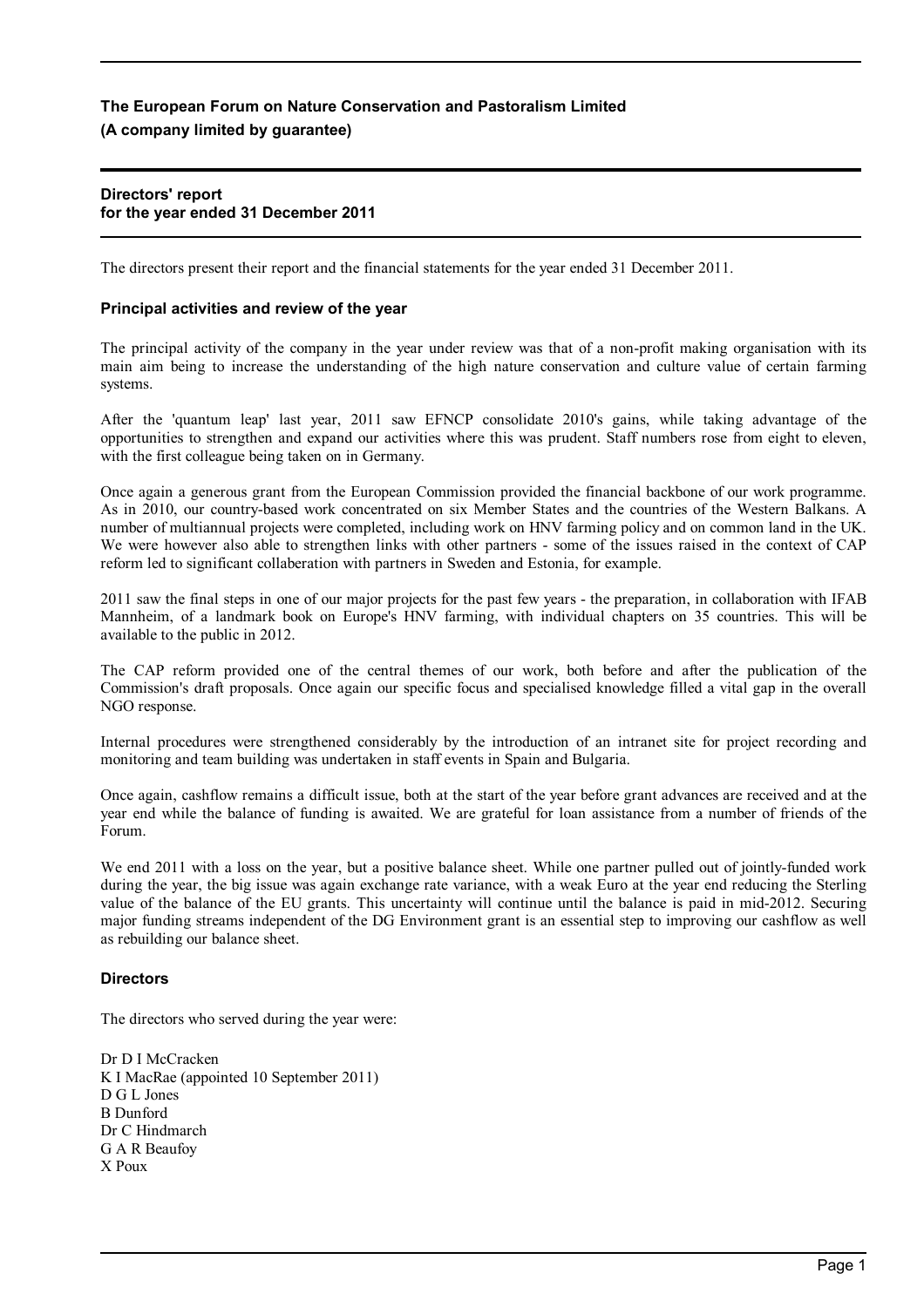**The European Forum on Nature Conservation and Pastoralism Limited**
**(A company limited by guarantee)**

# Directors' report for the year ended 31 December 2011

The directors present their report and the financial statements for the year ended 31 December 2011.

## Principal activities and review of the year

The principal activity of the company in the year under review was that of a non-profit making organisation with its main aim being to increase the understanding of the high nature conservation and culture value of certain farming systems.

After the 'quantum leap' last year, 2011 saw EFNCP consolidate 2010's gains, while taking advantage of the opportunities to strengthen and expand our activities where this was prudent. Staff numbers rose from eight to eleven, with the first colleague being taken on in Germany.

Once again a generous grant from the European Commission provided the financial backbone of our work programme. As in 2010, our country-based work concentrated on six Member States and the countries of the Western Balkans. A number of multiannual projects were completed, including work on HNV farming policy and on common land in the UK. We were however also able to strengthen links with other partners - some of the issues raised in the context of CAP reform led to significant collaboration with partners in Sweden and Estonia, for example.

2011 saw the final steps in one of our major projects for the past few years - the preparation, in collaboration with IFAB Mannheim, of a landmark book on Europe's HNV farming, with individual chapters on 35 countries. This will be available to the public in 2012.

The CAP reform provided one of the central themes of our work, both before and after the publication of the Commission's draft proposals. Once again our specific focus and specialised knowledge filled a vital gap in the overall NGO response.

Internal procedures were strengthened considerably by the introduction of an intranet site for project recording and monitoring and team building was undertaken in staff events in Spain and Bulgaria.

Once again, cashflow remains a difficult issue, both at the start of the year before grant advances are received and at the year end while the balance of funding is awaited. We are grateful for loan assistance from a number of friends of the Forum.

We end 2011 with a loss on the year, but a positive balance sheet. While one partner pulled out of jointly-funded work during the year, the big issue was again exchange rate variance, with a weak Euro at the year end reducing the Sterling value of the balance of the EU grants. This uncertainty will continue until the balance is paid in mid-2012. Securing major funding streams independent of the DG Environment grant is an essential step to improving our cashflow as well as rebuilding our balance sheet.

## Directors

The directors who served during the year were:

Dr D I McCracken
K I MacRae (appointed 10 September 2011)
D G L Jones
B Dunford
Dr C Hindmarch
G A R Beaufoy
X Poux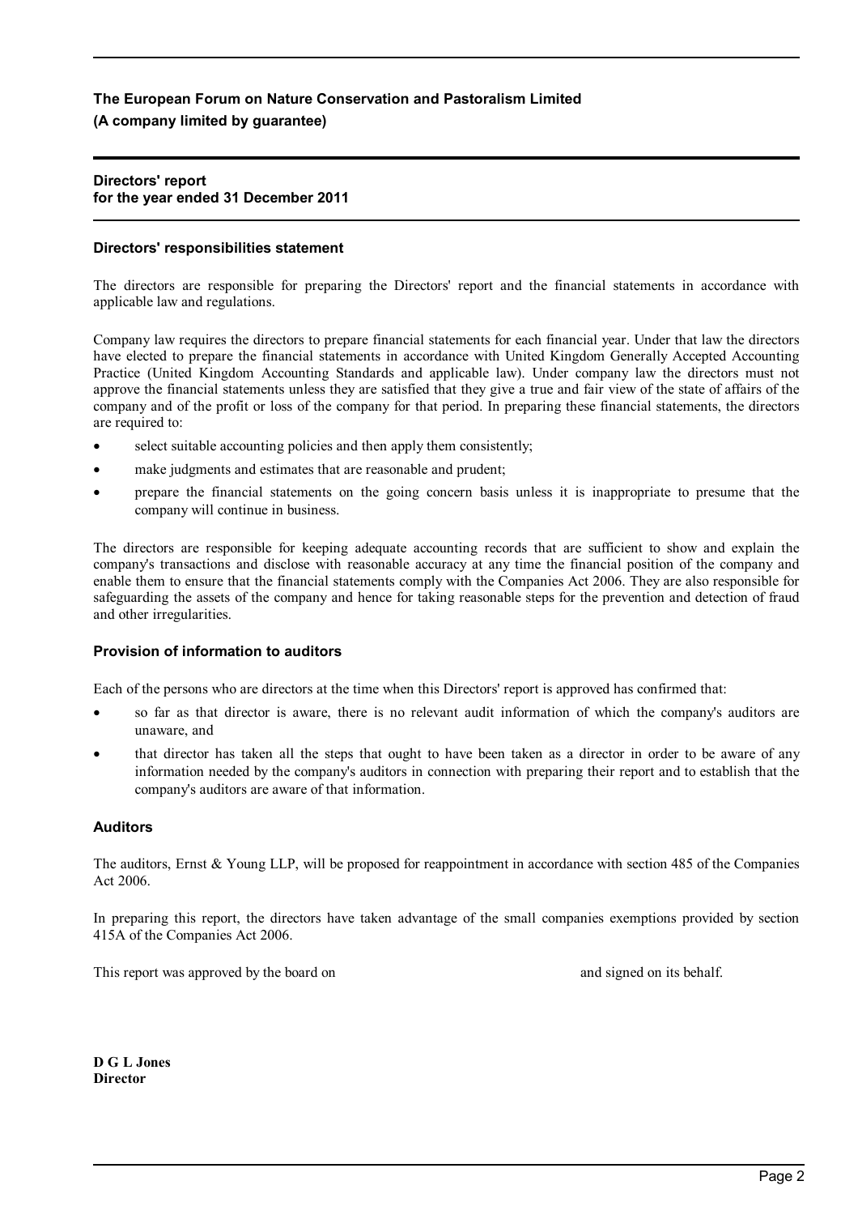**The European Forum on Nature Conservation and Pastoralism Limited**
**(A company limited by guarantee)**

**Directors' report**
**for the year ended 31 December 2011**

### Directors' responsibilities statement

The directors are responsible for preparing the Directors' report and the financial statements in accordance with applicable law and regulations.

Company law requires the directors to prepare financial statements for each financial year. Under that law the directors have elected to prepare the financial statements in accordance with United Kingdom Generally Accepted Accounting Practice (United Kingdom Accounting Standards and applicable law). Under company law the directors must not approve the financial statements unless they are satisfied that they give a true and fair view of the state of affairs of the company and of the profit or loss of the company for that period. In preparing these financial statements, the directors are required to:

- select suitable accounting policies and then apply them consistently;
- make judgments and estimates that are reasonable and prudent;
- prepare the financial statements on the going concern basis unless it is inappropriate to presume that the company will continue in business.

The directors are responsible for keeping adequate accounting records that are sufficient to show and explain the company's transactions and disclose with reasonable accuracy at any time the financial position of the company and enable them to ensure that the financial statements comply with the Companies Act 2006. They are also responsible for safeguarding the assets of the company and hence for taking reasonable steps for the prevention and detection of fraud and other irregularities.

### Provision of information to auditors

Each of the persons who are directors at the time when this Directors' report is approved has confirmed that:

- so far as that director is aware, there is no relevant audit information of which the company's auditors are unaware, and
- that director has taken all the steps that ought to have been taken as a director in order to be aware of any information needed by the company's auditors in connection with preparing their report and to establish that the company's auditors are aware of that information.

### Auditors

The auditors, Ernst & Young LLP, will be proposed for reappointment in accordance with section 485 of the Companies Act 2006.

In preparing this report, the directors have taken advantage of the small companies exemptions provided by section 415A of the Companies Act 2006.

This report was approved by the board on and signed on its behalf.

**D G L Jones**
**Director**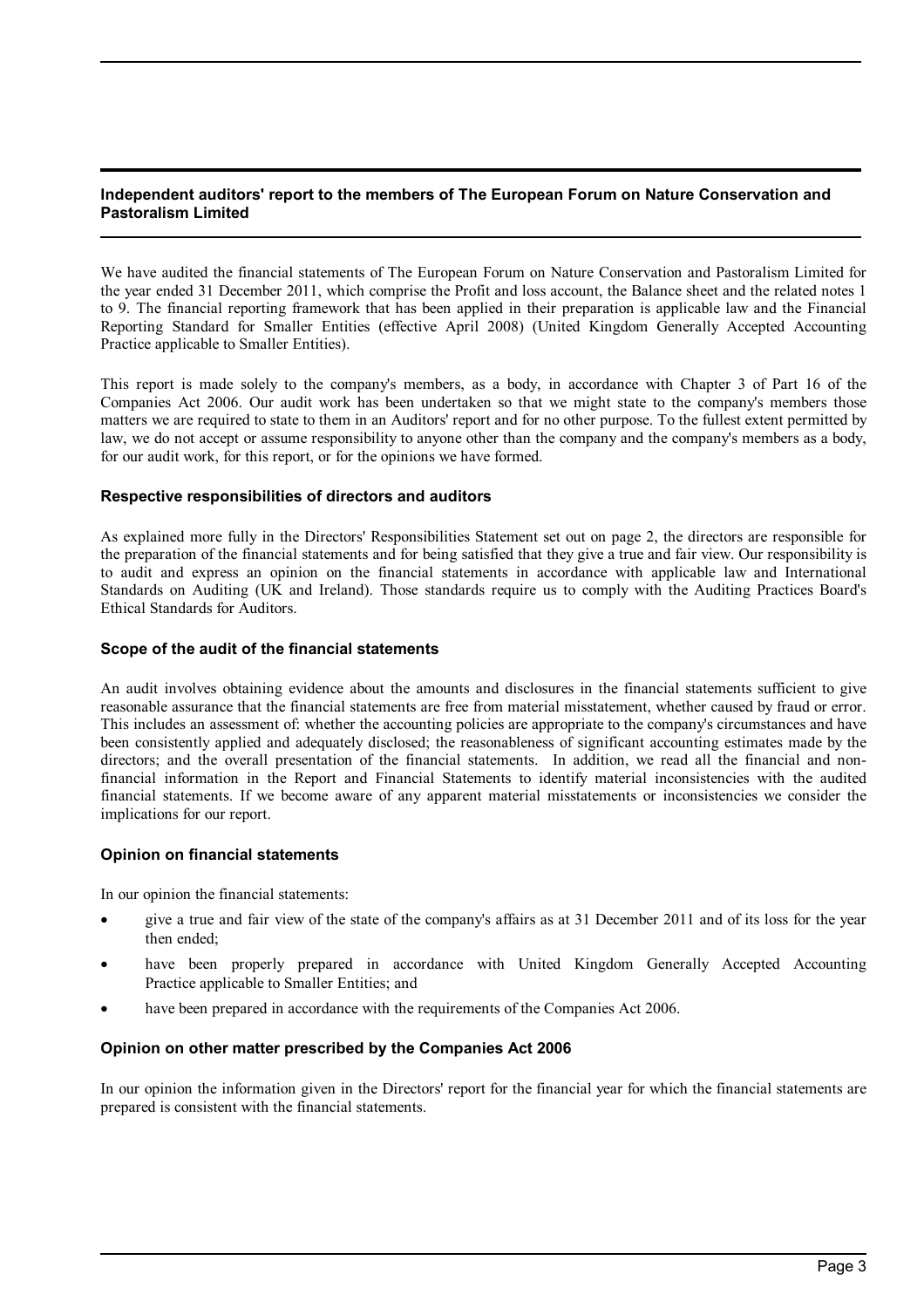## Independent auditors' report to the members of The European Forum on Nature Conservation and Pastoralism Limited

We have audited the financial statements of The European Forum on Nature Conservation and Pastoralism Limited for the year ended 31 December 2011, which comprise the Profit and loss account, the Balance sheet and the related notes 1 to 9. The financial reporting framework that has been applied in their preparation is applicable law and the Financial Reporting Standard for Smaller Entities (effective April 2008) (United Kingdom Generally Accepted Accounting Practice applicable to Smaller Entities).

This report is made solely to the company's members, as a body, in accordance with Chapter 3 of Part 16 of the Companies Act 2006. Our audit work has been undertaken so that we might state to the company's members those matters we are required to state to them in an Auditors' report and for no other purpose. To the fullest extent permitted by law, we do not accept or assume responsibility to anyone other than the company and the company's members as a body, for our audit work, for this report, or for the opinions we have formed.

### Respective responsibilities of directors and auditors

As explained more fully in the Directors' Responsibilities Statement set out on page 2, the directors are responsible for the preparation of the financial statements and for being satisfied that they give a true and fair view. Our responsibility is to audit and express an opinion on the financial statements in accordance with applicable law and International Standards on Auditing (UK and Ireland). Those standards require us to comply with the Auditing Practices Board's Ethical Standards for Auditors.

### Scope of the audit of the financial statements

An audit involves obtaining evidence about the amounts and disclosures in the financial statements sufficient to give reasonable assurance that the financial statements are free from material misstatement, whether caused by fraud or error. This includes an assessment of: whether the accounting policies are appropriate to the company's circumstances and have been consistently applied and adequately disclosed; the reasonableness of significant accounting estimates made by the directors; and the overall presentation of the financial statements. In addition, we read all the financial and non-financial information in the Report and Financial Statements to identify material inconsistencies with the audited financial statements. If we become aware of any apparent material misstatements or inconsistencies we consider the implications for our report.

### Opinion on financial statements

In our opinion the financial statements:

- give a true and fair view of the state of the company's affairs as at 31 December 2011 and of its loss for the year then ended;
- have been properly prepared in accordance with United Kingdom Generally Accepted Accounting Practice applicable to Smaller Entities; and
- have been prepared in accordance with the requirements of the Companies Act 2006.

### Opinion on other matter prescribed by the Companies Act 2006

In our opinion the information given in the Directors' report for the financial year for which the financial statements are prepared is consistent with the financial statements.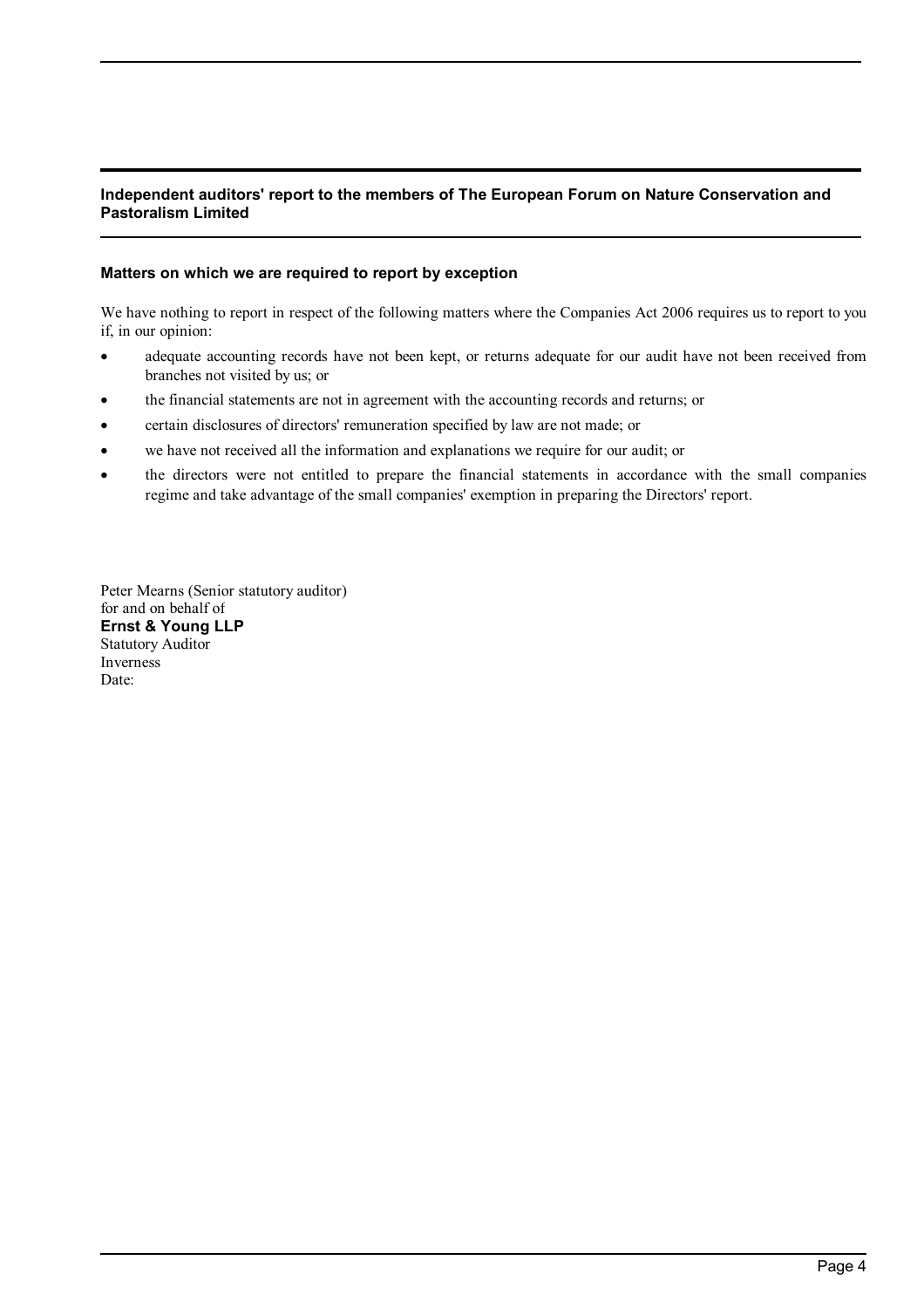**Independent auditors' report to the members of The European Forum on Nature Conservation and Pastoralism Limited**

**Matters on which we are required to report by exception**

We have nothing to report in respect of the following matters where the Companies Act 2006 requires us to report to you if, in our opinion:

- adequate accounting records have not been kept, or returns adequate for our audit have not been received from branches not visited by us; or
- the financial statements are not in agreement with the accounting records and returns; or
- certain disclosures of directors' remuneration specified by law are not made; or
- we have not received all the information and explanations we require for our audit; or
- the directors were not entitled to prepare the financial statements in accordance with the small companies regime and take advantage of the small companies' exemption in preparing the Directors' report.

Peter Mearns (Senior statutory auditor)
for and on behalf of
**Ernst & Young LLP**
Statutory Auditor
Inverness
Date: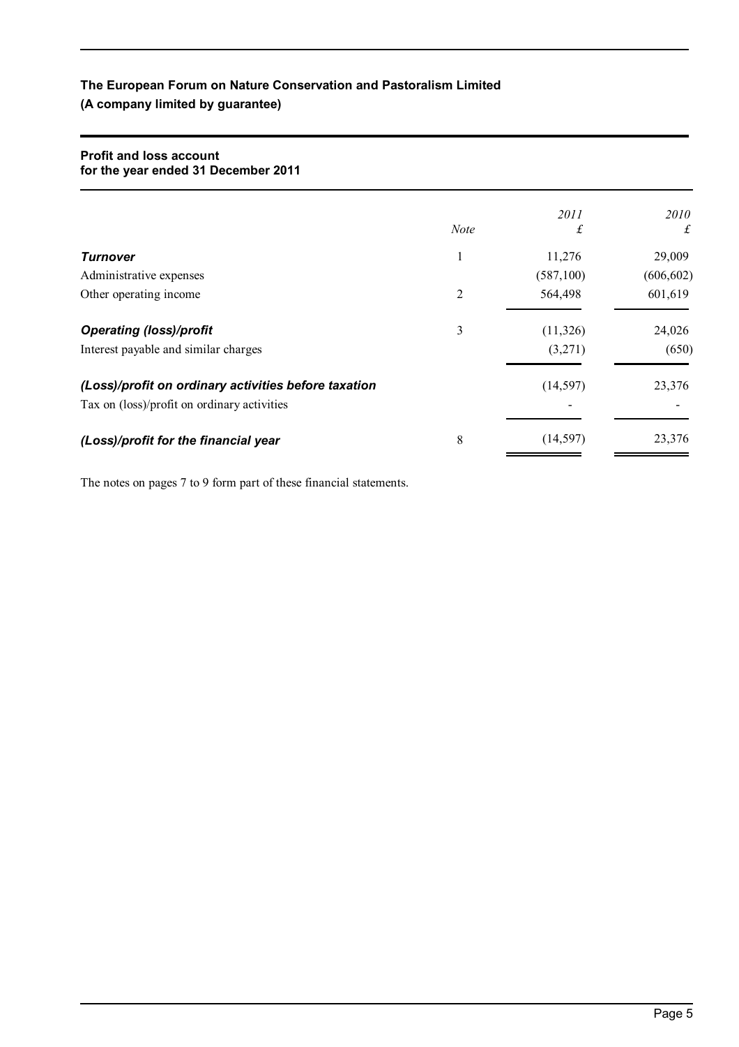**The European Forum on Nature Conservation and Pastoralism Limited**
**(A company limited by guarantee)**

**Profit and loss account**
**for the year ended 31 December 2011**

| | *Note* | *2011* £ | *2010* £ |
|---|---|---|---|
| ***Turnover*** | 1 | 11,276 | 29,009 |
| Administrative expenses | | (587,100) | (606,602) |
| Other operating income | 2 | 564,498 | 601,619 |
| ***Operating (loss)/profit*** | 3 | (11,326) | 24,026 |
| Interest payable and similar charges | | (3,271) | (650) |
| ***(Loss)/profit on ordinary activities before taxation*** | | (14,597) | 23,376 |
| Tax on (loss)/profit on ordinary activities | | - | - |
| ***(Loss)/profit for the financial year*** | 8 | (14,597) | 23,376 |

The notes on pages 7 to 9 form part of these financial statements.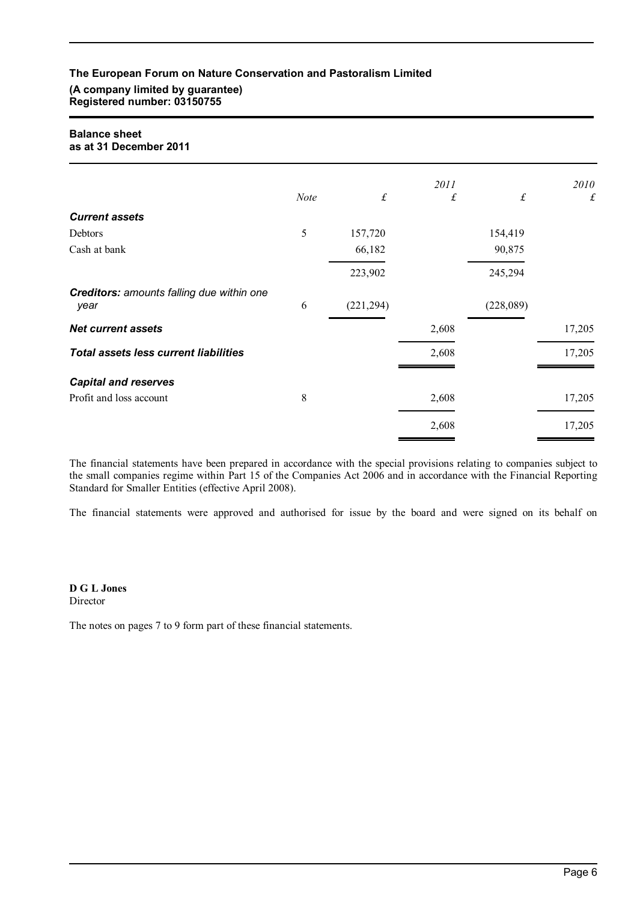**The European Forum on Nature Conservation and Pastoralism Limited**
**(A company limited by guarantee)**
**Registered number: 03150755**

**Balance sheet**
**as at 31 December 2011**

| | *Note* | £ | *2011* £ | £ | *2010* £ |
|---|---|---|---|---|---|
| ***Current assets*** | | | | | |
| Debtors | 5 | 157,720 | | 154,419 | |
| Cash at bank | | 66,182 | | 90,875 | |
| | | 223,902 | | 245,294 | |
| ***Creditors:*** *amounts falling due within one year* | 6 | (221,294) | | (228,089) | |
| ***Net current assets*** | | | 2,608 | | 17,205 |
| ***Total assets less current liabilities*** | | | 2,608 | | 17,205 |
| ***Capital and reserves*** | | | | | |
| Profit and loss account | 8 | | 2,608 | | 17,205 |
| | | | 2,608 | | 17,205 |

The financial statements have been prepared in accordance with the special provisions relating to companies subject to the small companies regime within Part 15 of the Companies Act 2006 and in accordance with the Financial Reporting Standard for Smaller Entities (effective April 2008).

The financial statements were approved and authorised for issue by the board and were signed on its behalf on

**D G L Jones**
Director

The notes on pages 7 to 9 form part of these financial statements.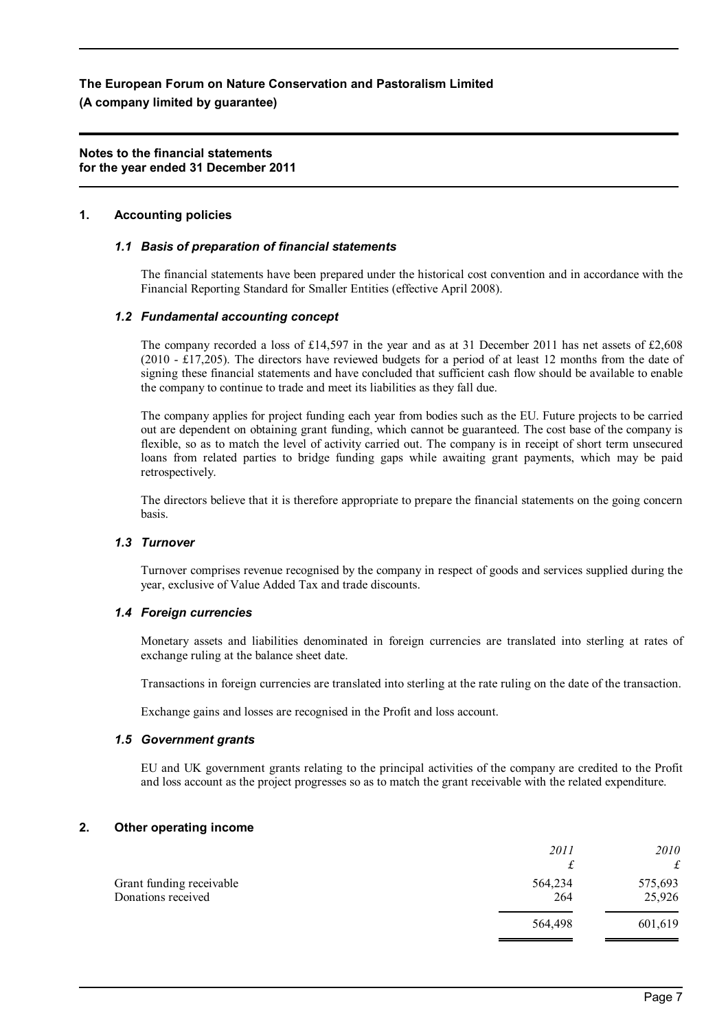**The European Forum on Nature Conservation and Pastoralism Limited**
**(A company limited by guarantee)**

**Notes to the financial statements**
**for the year ended 31 December 2011**

## 1. Accounting policies

### *1.1 Basis of preparation of financial statements*

The financial statements have been prepared under the historical cost convention and in accordance with the Financial Reporting Standard for Smaller Entities (effective April 2008).

### *1.2 Fundamental accounting concept*

The company recorded a loss of £14,597 in the year and as at 31 December 2011 has net assets of £2,608 (2010 - £17,205). The directors have reviewed budgets for a period of at least 12 months from the date of signing these financial statements and have concluded that sufficient cash flow should be available to enable the company to continue to trade and meet its liabilities as they fall due.

The company applies for project funding each year from bodies such as the EU. Future projects to be carried out are dependent on obtaining grant funding, which cannot be guaranteed. The cost base of the company is flexible, so as to match the level of activity carried out. The company is in receipt of short term unsecured loans from related parties to bridge funding gaps while awaiting grant payments, which may be paid retrospectively.

The directors believe that it is therefore appropriate to prepare the financial statements on the going concern basis.

### *1.3 Turnover*

Turnover comprises revenue recognised by the company in respect of goods and services supplied during the year, exclusive of Value Added Tax and trade discounts.

### *1.4 Foreign currencies*

Monetary assets and liabilities denominated in foreign currencies are translated into sterling at rates of exchange ruling at the balance sheet date.

Transactions in foreign currencies are translated into sterling at the rate ruling on the date of the transaction.

Exchange gains and losses are recognised in the Profit and loss account.

### *1.5 Government grants*

EU and UK government grants relating to the principal activities of the company are credited to the Profit and loss account as the project progresses so as to match the grant receivable with the related expenditure.

## 2. Other operating income

| | *2011* £ | *2010* £ |
|---|---|---|
| Grant funding receivable | 564,234 | 575,693 |
| Donations received | 264 | 25,926 |
| | 564,498 | 601,619 |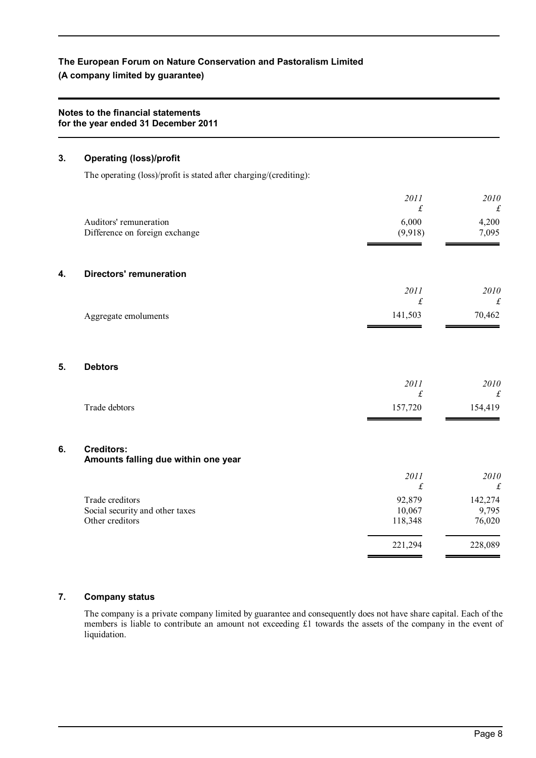**The European Forum on Nature Conservation and Pastoralism Limited**
**(A company limited by guarantee)**

**Notes to the financial statements**
**for the year ended 31 December 2011**

## 3. Operating (loss)/profit

The operating (loss)/profit is stated after charging/(crediting):

| | *2011* £ | *2010* £ |
|---|---|---|
| Auditors' remuneration | 6,000 | 4,200 |
| Difference on foreign exchange | (9,918) | 7,095 |

## 4. Directors' remuneration

| | *2011* £ | *2010* £ |
|---|---|---|
| Aggregate emoluments | 141,503 | 70,462 |

## 5. Debtors

| | *2011* £ | *2010* £ |
|---|---|---|
| Trade debtors | 157,720 | 154,419 |

## 6. Creditors: Amounts falling due within one year

| | *2011* £ | *2010* £ |
|---|---|---|
| Trade creditors | 92,879 | 142,274 |
| Social security and other taxes | 10,067 | 9,795 |
| Other creditors | 118,348 | 76,020 |
| | 221,294 | 228,089 |

## 7. Company status

The company is a private company limited by guarantee and consequently does not have share capital. Each of the members is liable to contribute an amount not exceeding £1 towards the assets of the company in the event of liquidation.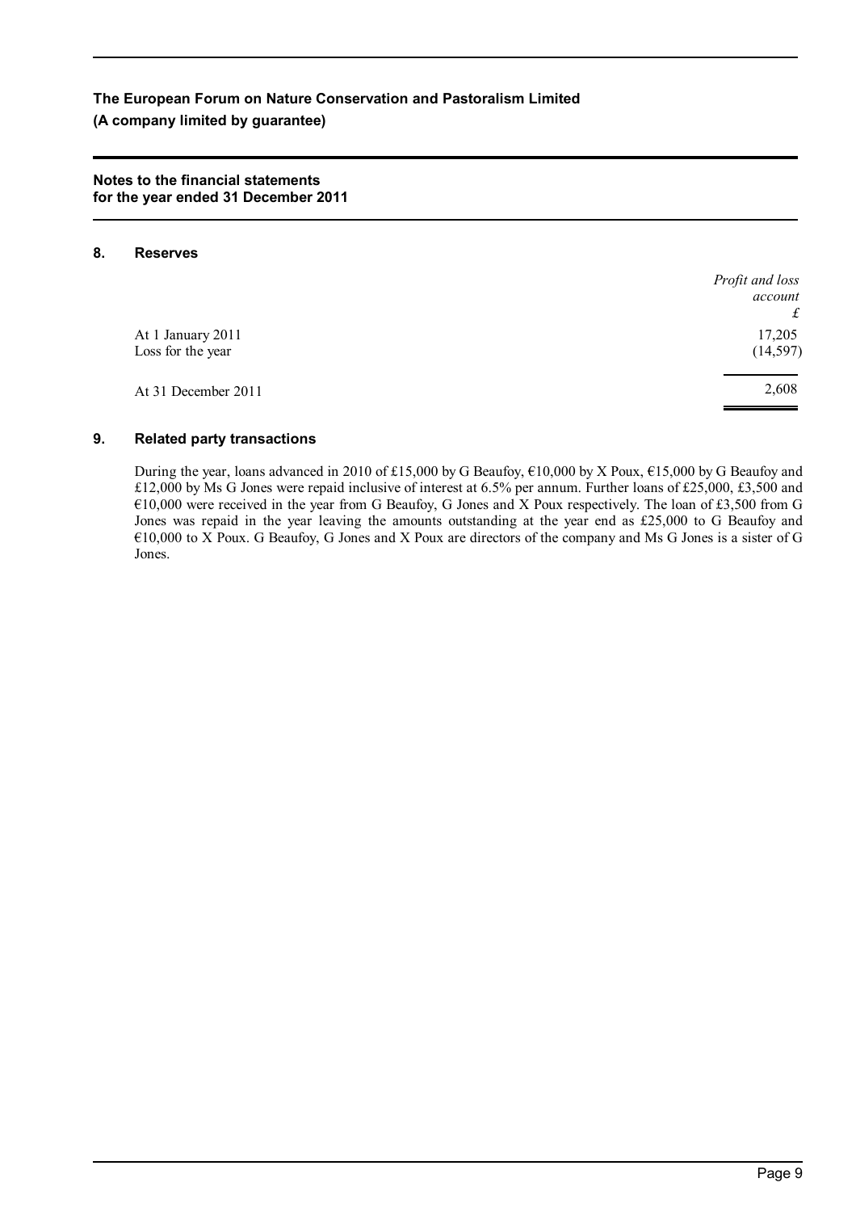## Notes to the financial statements for the year ended 31 December 2011

### 8. Reserves

| | *Profit and loss account* |
|---|---|
| | £ |
| At 1 January 2011 | 17,205 |
| Loss for the year | (14,597) |
| At 31 December 2011 | 2,608 |

### 9. Related party transactions

During the year, loans advanced in 2010 of £15,000 by G Beaufoy, €10,000 by X Poux, €15,000 by G Beaufoy and £12,000 by Ms G Jones were repaid inclusive of interest at 6.5% per annum. Further loans of £25,000, £3,500 and €10,000 were received in the year from G Beaufoy, G Jones and X Poux respectively. The loan of £3,500 from G Jones was repaid in the year leaving the amounts outstanding at the year end as £25,000 to G Beaufoy and €10,000 to X Poux. G Beaufoy, G Jones and X Poux are directors of the company and Ms G Jones is a sister of G Jones.